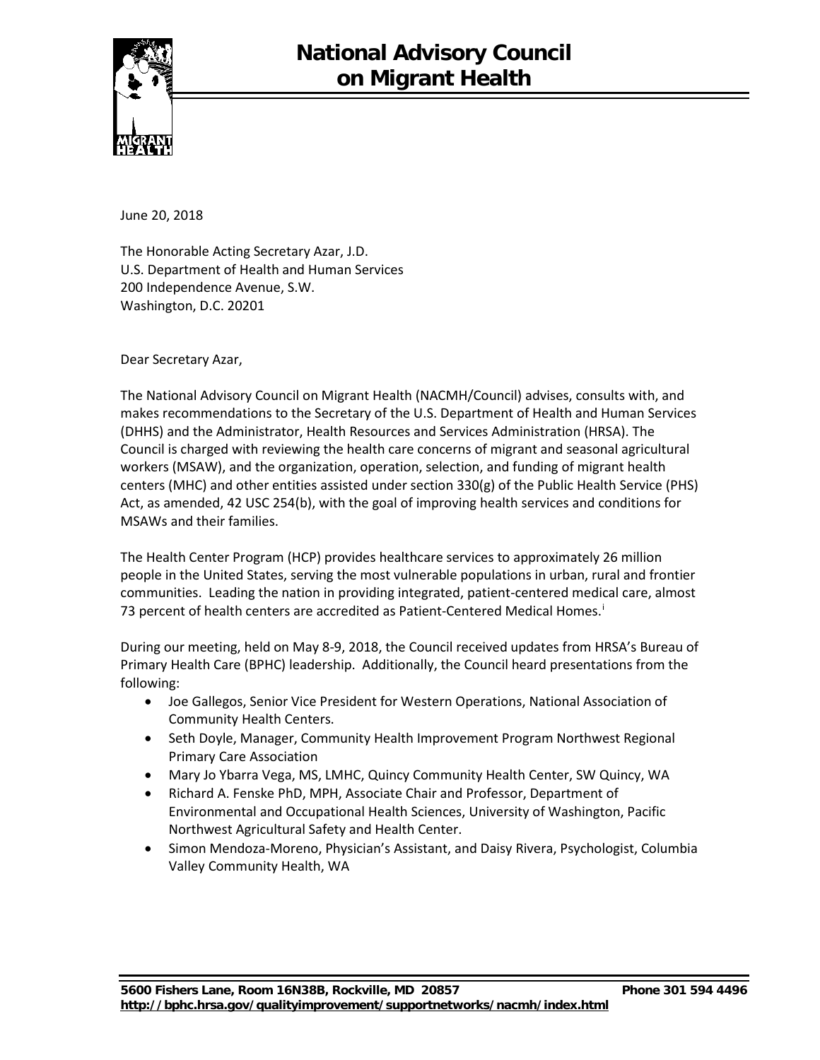# National Advisory Council on Migrant Health

June 20, 2018

The Honorable Acting Secretary Azar, J.D.
U.S. Department of Health and Human Services
200 Independence Avenue, S.W.
Washington, D.C. 20201

Dear Secretary Azar,

The National Advisory Council on Migrant Health (NACMH/Council) advises, consults with, and makes recommendations to the Secretary of the U.S. Department of Health and Human Services (DHHS) and the Administrator, Health Resources and Services Administration (HRSA). The Council is charged with reviewing the health care concerns of migrant and seasonal agricultural workers (MSAW), and the organization, operation, selection, and funding of migrant health centers (MHC) and other entities assisted under section 330(g) of the Public Health Service (PHS) Act, as amended, 42 USC 254(b), with the goal of improving health services and conditions for MSAWs and their families.

The Health Center Program (HCP) provides healthcare services to approximately 26 million people in the United States, serving the most vulnerable populations in urban, rural and frontier communities. Leading the nation in providing integrated, patient-centered medical care, almost 73 percent of health centers are accredited as Patient-Centered Medical Homes.[i]

During our meeting, held on May 8-9, 2018, the Council received updates from HRSA's Bureau of Primary Health Care (BPHC) leadership. Additionally, the Council heard presentations from the following:

- Joe Gallegos, Senior Vice President for Western Operations, National Association of Community Health Centers.
- Seth Doyle, Manager, Community Health Improvement Program Northwest Regional Primary Care Association
- Mary Jo Ybarra Vega, MS, LMHC, Quincy Community Health Center, SW Quincy, WA
- Richard A. Fenske PhD, MPH, Associate Chair and Professor, Department of Environmental and Occupational Health Sciences, University of Washington, Pacific Northwest Agricultural Safety and Health Center.
- Simon Mendoza-Moreno, Physician's Assistant, and Daisy Rivera, Psychologist, Columbia Valley Community Health, WA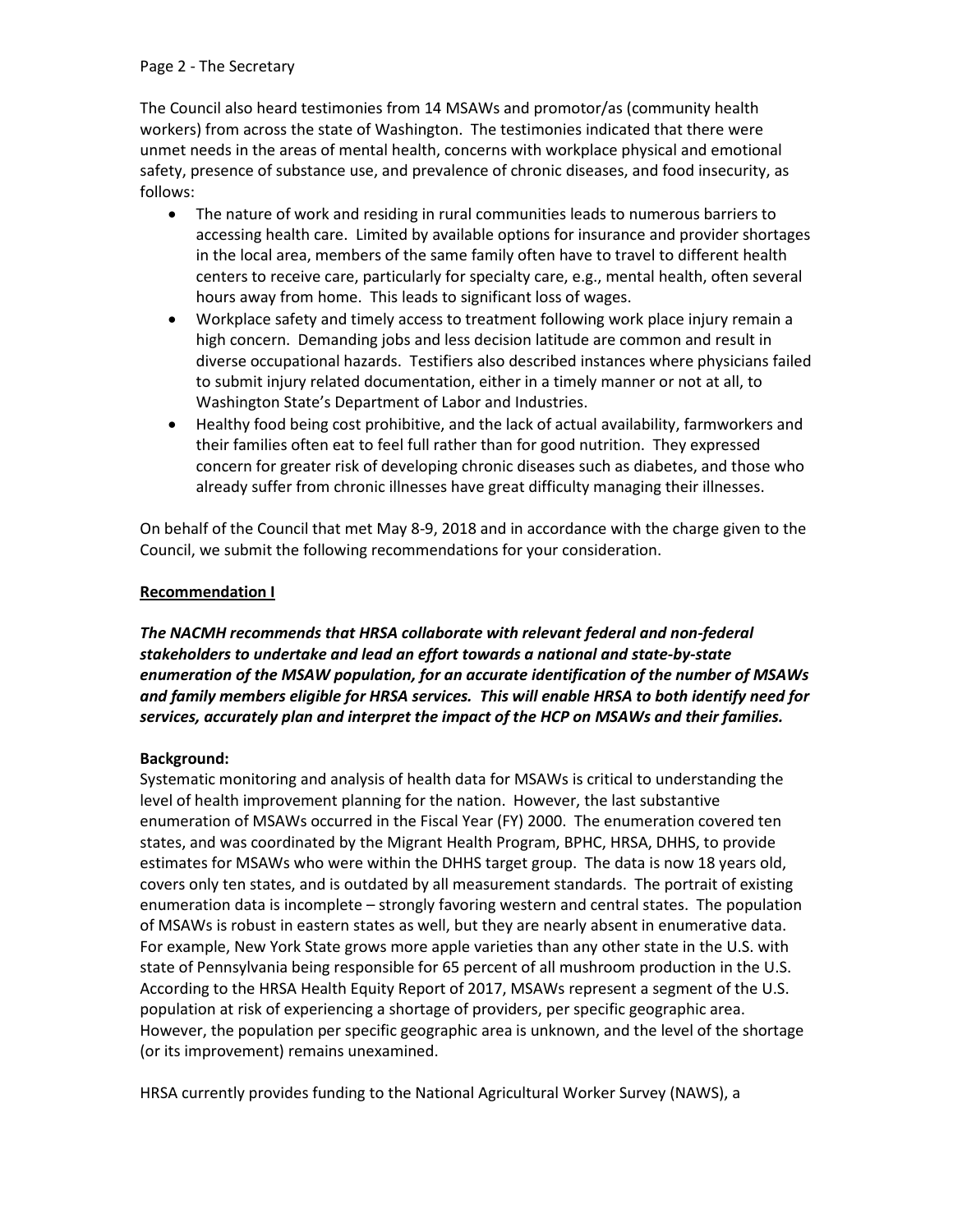The Council also heard testimonies from 14 MSAWs and promotor/as (community health workers) from across the state of Washington. The testimonies indicated that there were unmet needs in the areas of mental health, concerns with workplace physical and emotional safety, presence of substance use, and prevalence of chronic diseases, and food insecurity, as follows:

- The nature of work and residing in rural communities leads to numerous barriers to accessing health care. Limited by available options for insurance and provider shortages in the local area, members of the same family often have to travel to different health centers to receive care, particularly for specialty care, e.g., mental health, often several hours away from home. This leads to significant loss of wages.
- Workplace safety and timely access to treatment following work place injury remain a high concern. Demanding jobs and less decision latitude are common and result in diverse occupational hazards. Testifiers also described instances where physicians failed to submit injury related documentation, either in a timely manner or not at all, to Washington State's Department of Labor and Industries.
- Healthy food being cost prohibitive, and the lack of actual availability, farmworkers and their families often eat to feel full rather than for good nutrition. They expressed concern for greater risk of developing chronic diseases such as diabetes, and those who already suffer from chronic illnesses have great difficulty managing their illnesses.

On behalf of the Council that met May 8-9, 2018 and in accordance with the charge given to the Council, we submit the following recommendations for your consideration.

**Recommendation I**

***The NACMH recommends that HRSA collaborate with relevant federal and non-federal stakeholders to undertake and lead an effort towards a national and state-by-state enumeration of the MSAW population, for an accurate identification of the number of MSAWs and family members eligible for HRSA services. This will enable HRSA to both identify need for services, accurately plan and interpret the impact of the HCP on MSAWs and their families.***

**Background:**

Systematic monitoring and analysis of health data for MSAWs is critical to understanding the level of health improvement planning for the nation. However, the last substantive enumeration of MSAWs occurred in the Fiscal Year (FY) 2000. The enumeration covered ten states, and was coordinated by the Migrant Health Program, BPHC, HRSA, DHHS, to provide estimates for MSAWs who were within the DHHS target group. The data is now 18 years old, covers only ten states, and is outdated by all measurement standards. The portrait of existing enumeration data is incomplete – strongly favoring western and central states. The population of MSAWs is robust in eastern states as well, but they are nearly absent in enumerative data. For example, New York State grows more apple varieties than any other state in the U.S. with state of Pennsylvania being responsible for 65 percent of all mushroom production in the U.S. According to the HRSA Health Equity Report of 2017, MSAWs represent a segment of the U.S. population at risk of experiencing a shortage of providers, per specific geographic area. However, the population per specific geographic area is unknown, and the level of the shortage (or its improvement) remains unexamined.

HRSA currently provides funding to the National Agricultural Worker Survey (NAWS), a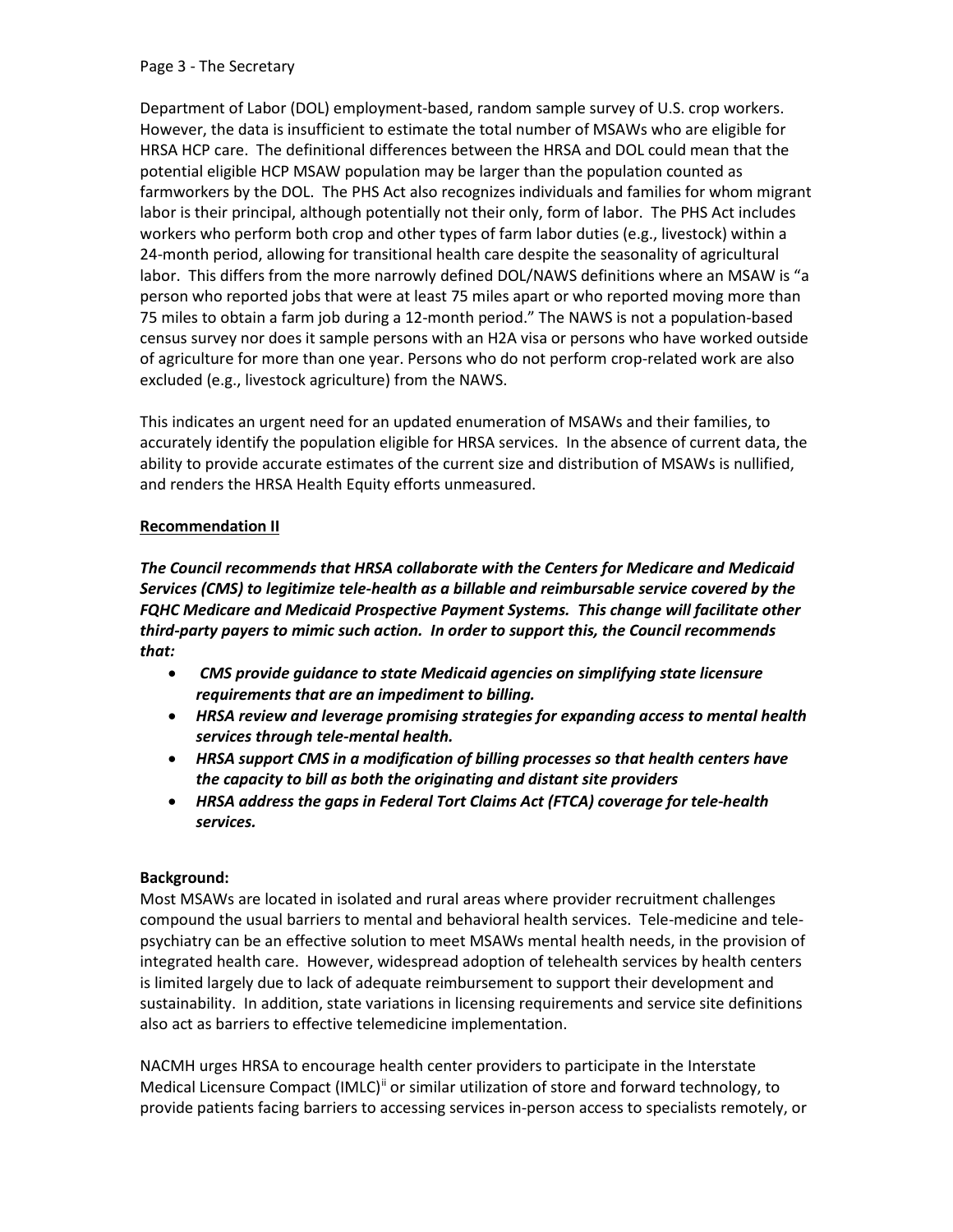Department of Labor (DOL) employment-based, random sample survey of U.S. crop workers. However, the data is insufficient to estimate the total number of MSAWs who are eligible for HRSA HCP care. The definitional differences between the HRSA and DOL could mean that the potential eligible HCP MSAW population may be larger than the population counted as farmworkers by the DOL. The PHS Act also recognizes individuals and families for whom migrant labor is their principal, although potentially not their only, form of labor. The PHS Act includes workers who perform both crop and other types of farm labor duties (e.g., livestock) within a 24-month period, allowing for transitional health care despite the seasonality of agricultural labor. This differs from the more narrowly defined DOL/NAWS definitions where an MSAW is "a person who reported jobs that were at least 75 miles apart or who reported moving more than 75 miles to obtain a farm job during a 12-month period." The NAWS is not a population-based census survey nor does it sample persons with an H2A visa or persons who have worked outside of agriculture for more than one year. Persons who do not perform crop-related work are also excluded (e.g., livestock agriculture) from the NAWS.

This indicates an urgent need for an updated enumeration of MSAWs and their families, to accurately identify the population eligible for HRSA services. In the absence of current data, the ability to provide accurate estimates of the current size and distribution of MSAWs is nullified, and renders the HRSA Health Equity efforts unmeasured.

**Recommendation II**

***The Council recommends that HRSA collaborate with the Centers for Medicare and Medicaid Services (CMS) to legitimize tele-health as a billable and reimbursable service covered by the FQHC Medicare and Medicaid Prospective Payment Systems. This change will facilitate other third-party payers to mimic such action. In order to support this, the Council recommends that:***

- ***CMS provide guidance to state Medicaid agencies on simplifying state licensure requirements that are an impediment to billing.***
- ***HRSA review and leverage promising strategies for expanding access to mental health services through tele-mental health.***
- ***HRSA support CMS in a modification of billing processes so that health centers have the capacity to bill as both the originating and distant site providers***
- ***HRSA address the gaps in Federal Tort Claims Act (FTCA) coverage for tele-health services.***

**Background:**

Most MSAWs are located in isolated and rural areas where provider recruitment challenges compound the usual barriers to mental and behavioral health services. Tele-medicine and tele-psychiatry can be an effective solution to meet MSAWs mental health needs, in the provision of integrated health care. However, widespread adoption of telehealth services by health centers is limited largely due to lack of adequate reimbursement to support their development and sustainability. In addition, state variations in licensing requirements and service site definitions also act as barriers to effective telemedicine implementation.

NACMH urges HRSA to encourage health center providers to participate in the Interstate Medical Licensure Compact (IMLC)[ii] or similar utilization of store and forward technology, to provide patients facing barriers to accessing services in-person access to specialists remotely, or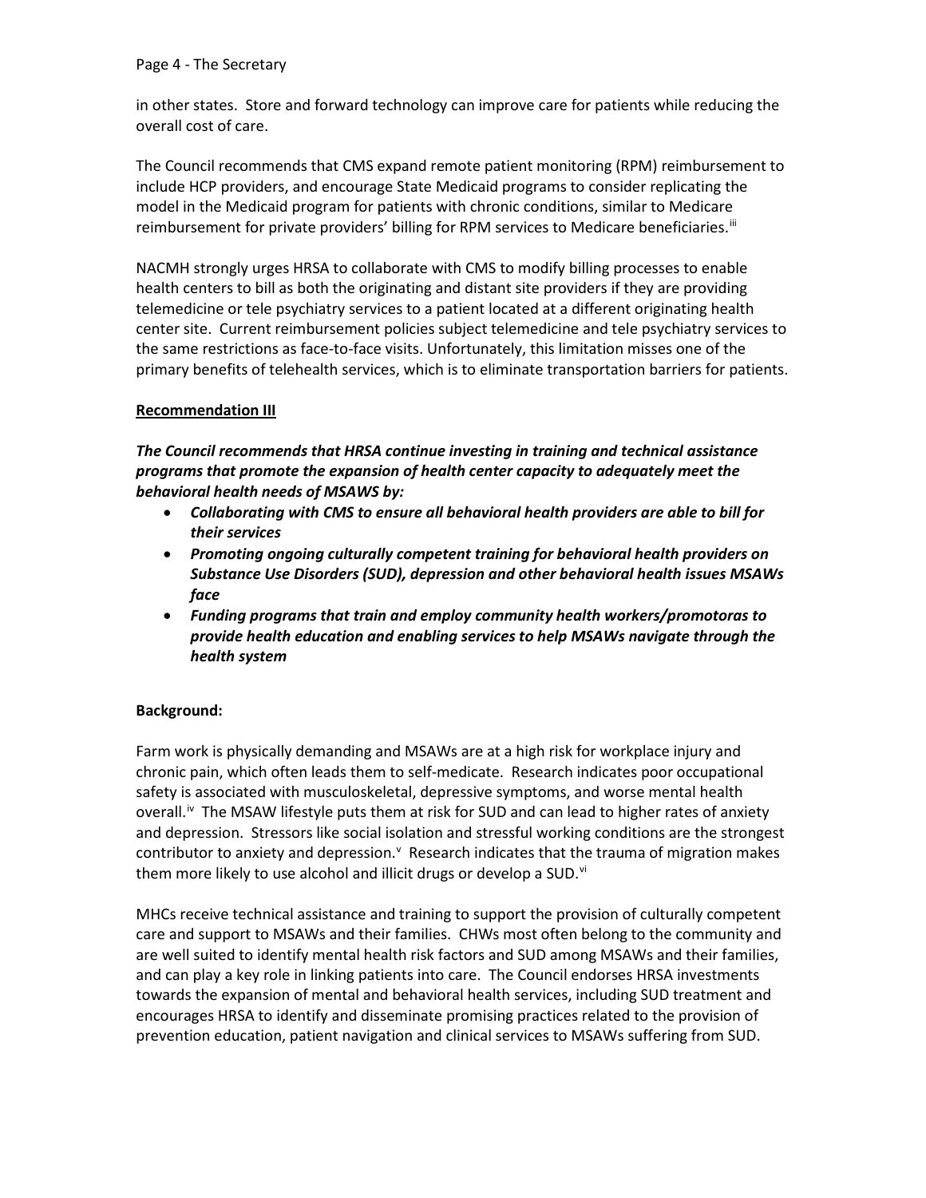in other states. Store and forward technology can improve care for patients while reducing the overall cost of care.

The Council recommends that CMS expand remote patient monitoring (RPM) reimbursement to include HCP providers, and encourage State Medicaid programs to consider replicating the model in the Medicaid program for patients with chronic conditions, similar to Medicare reimbursement for private providers' billing for RPM services to Medicare beneficiaries.[iii]

NACMH strongly urges HRSA to collaborate with CMS to modify billing processes to enable health centers to bill as both the originating and distant site providers if they are providing telemedicine or tele psychiatry services to a patient located at a different originating health center site. Current reimbursement policies subject telemedicine and tele psychiatry services to the same restrictions as face-to-face visits. Unfortunately, this limitation misses one of the primary benefits of telehealth services, which is to eliminate transportation barriers for patients.

**Recommendation III**

***The Council recommends that HRSA continue investing in training and technical assistance programs that promote the expansion of health center capacity to adequately meet the behavioral health needs of MSAWS by:***

- ***Collaborating with CMS to ensure all behavioral health providers are able to bill for their services***
- ***Promoting ongoing culturally competent training for behavioral health providers on Substance Use Disorders (SUD), depression and other behavioral health issues MSAWs face***
- ***Funding programs that train and employ community health workers/promotoras to provide health education and enabling services to help MSAWs navigate through the health system***

**Background:**

Farm work is physically demanding and MSAWs are at a high risk for workplace injury and chronic pain, which often leads them to self-medicate. Research indicates poor occupational safety is associated with musculoskeletal, depressive symptoms, and worse mental health overall.[iv] The MSAW lifestyle puts them at risk for SUD and can lead to higher rates of anxiety and depression. Stressors like social isolation and stressful working conditions are the strongest contributor to anxiety and depression.[v] Research indicates that the trauma of migration makes them more likely to use alcohol and illicit drugs or develop a SUD.[vi]

MHCs receive technical assistance and training to support the provision of culturally competent care and support to MSAWs and their families. CHWs most often belong to the community and are well suited to identify mental health risk factors and SUD among MSAWs and their families, and can play a key role in linking patients into care. The Council endorses HRSA investments towards the expansion of mental and behavioral health services, including SUD treatment and encourages HRSA to identify and disseminate promising practices related to the provision of prevention education, patient navigation and clinical services to MSAWs suffering from SUD.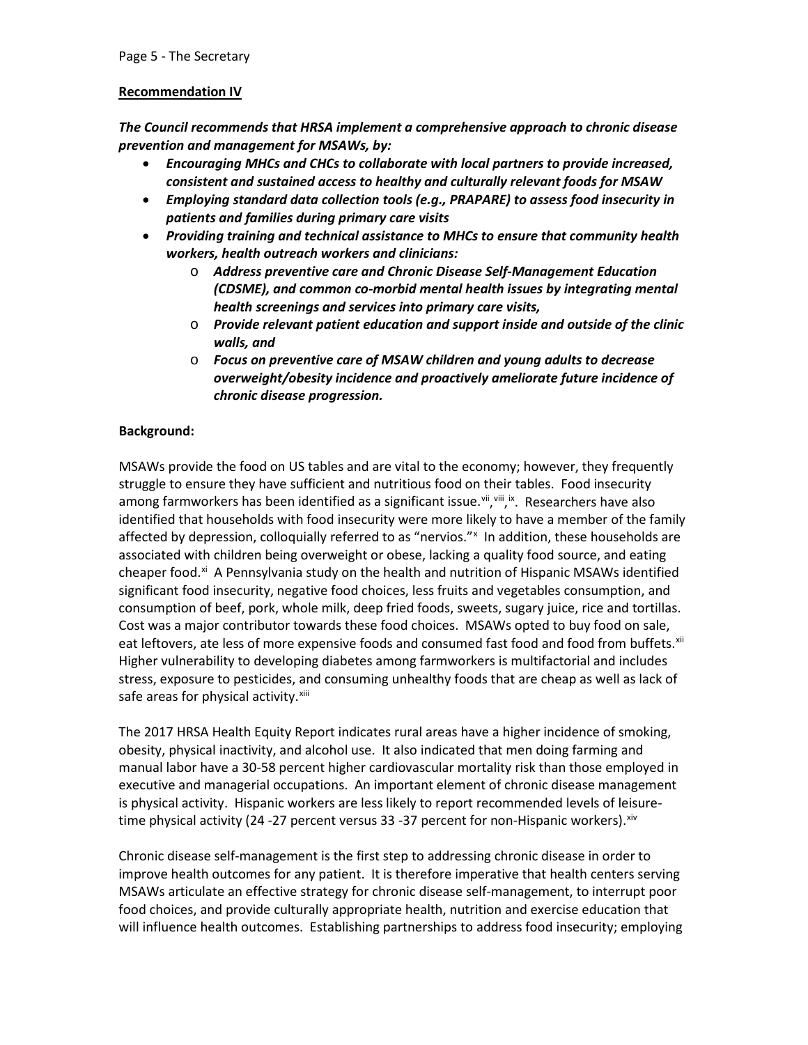**Recommendation IV**

***The Council recommends that HRSA implement a comprehensive approach to chronic disease prevention and management for MSAWs, by:***

- ***Encouraging MHCs and CHCs to collaborate with local partners to provide increased, consistent and sustained access to healthy and culturally relevant foods for MSAW***
- ***Employing standard data collection tools (e.g., PRAPARE) to assess food insecurity in patients and families during primary care visits***
- ***Providing training and technical assistance to MHCs to ensure that community health workers, health outreach workers and clinicians:***
    - ***Address preventive care and Chronic Disease Self-Management Education (CDSME), and common co-morbid mental health issues by integrating mental health screenings and services into primary care visits,***
    - ***Provide relevant patient education and support inside and outside of the clinic walls, and***
    - ***Focus on preventive care of MSAW children and young adults to decrease overweight/obesity incidence and proactively ameliorate future incidence of chronic disease progression.***

**Background:**

MSAWs provide the food on US tables and are vital to the economy; however, they frequently struggle to ensure they have sufficient and nutritious food on their tables. Food insecurity among farmworkers has been identified as a significant issue.[vii,viii,ix]. Researchers have also identified that households with food insecurity were more likely to have a member of the family affected by depression, colloquially referred to as "nervios."[x] In addition, these households are associated with children being overweight or obese, lacking a quality food source, and eating cheaper food.[xi] A Pennsylvania study on the health and nutrition of Hispanic MSAWs identified significant food insecurity, negative food choices, less fruits and vegetables consumption, and consumption of beef, pork, whole milk, deep fried foods, sweets, sugary juice, rice and tortillas. Cost was a major contributor towards these food choices. MSAWs opted to buy food on sale, eat leftovers, ate less of more expensive foods and consumed fast food and food from buffets.[xii] Higher vulnerability to developing diabetes among farmworkers is multifactorial and includes stress, exposure to pesticides, and consuming unhealthy foods that are cheap as well as lack of safe areas for physical activity.[xiii]

The 2017 HRSA Health Equity Report indicates rural areas have a higher incidence of smoking, obesity, physical inactivity, and alcohol use. It also indicated that men doing farming and manual labor have a 30-58 percent higher cardiovascular mortality risk than those employed in executive and managerial occupations. An important element of chronic disease management is physical activity. Hispanic workers are less likely to report recommended levels of leisure-time physical activity (24 -27 percent versus 33 -37 percent for non-Hispanic workers).[xiv]

Chronic disease self-management is the first step to addressing chronic disease in order to improve health outcomes for any patient. It is therefore imperative that health centers serving MSAWs articulate an effective strategy for chronic disease self-management, to interrupt poor food choices, and provide culturally appropriate health, nutrition and exercise education that will influence health outcomes. Establishing partnerships to address food insecurity; employing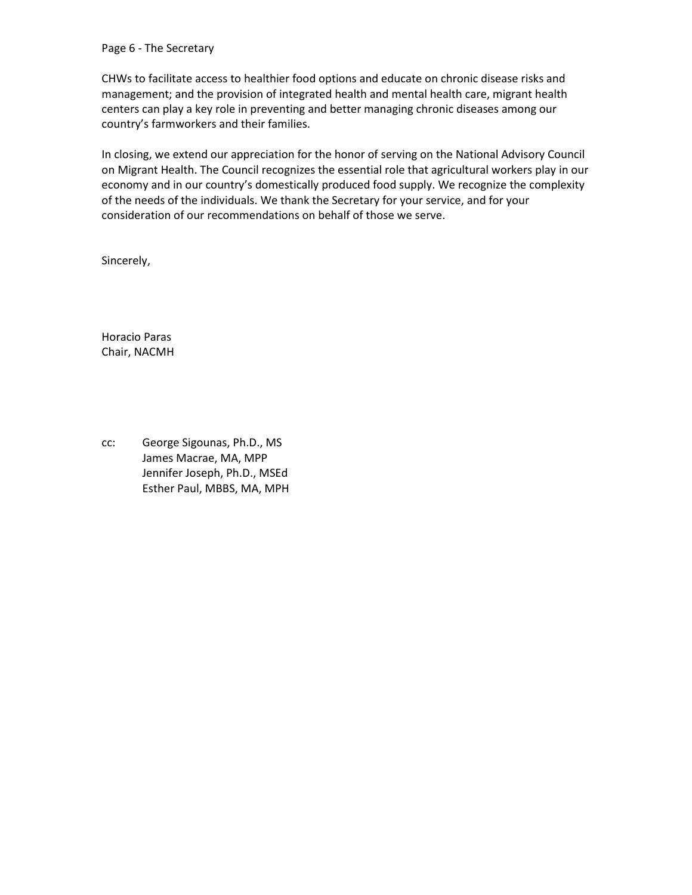CHWs to facilitate access to healthier food options and educate on chronic disease risks and management; and the provision of integrated health and mental health care, migrant health centers can play a key role in preventing and better managing chronic diseases among our country's farmworkers and their families.

In closing, we extend our appreciation for the honor of serving on the National Advisory Council on Migrant Health. The Council recognizes the essential role that agricultural workers play in our economy and in our country's domestically produced food supply. We recognize the complexity of the needs of the individuals. We thank the Secretary for your service, and for your consideration of our recommendations on behalf of those we serve.

Sincerely,

Horacio Paras
Chair, NACMH

cc: George Sigounas, Ph.D., MS
James Macrae, MA, MPP
Jennifer Joseph, Ph.D., MSEd
Esther Paul, MBBS, MA, MPH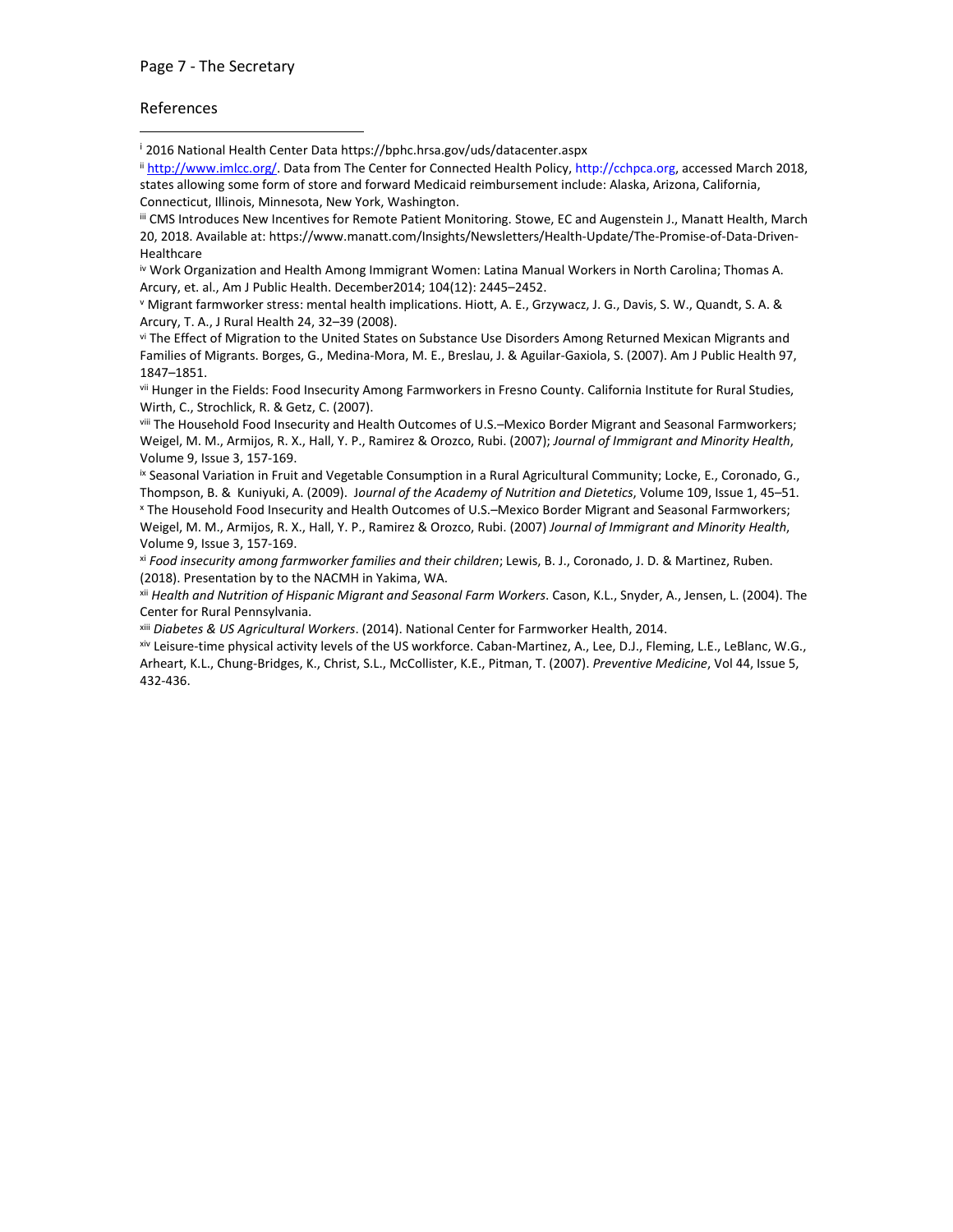## References

[i] 2016 National Health Center Data https://bphc.hrsa.gov/uds/datacenter.aspx

[ii] http://www.imlcc.org/. Data from The Center for Connected Health Policy, http://cchpca.org, accessed March 2018, states allowing some form of store and forward Medicaid reimbursement include: Alaska, Arizona, California, Connecticut, Illinois, Minnesota, New York, Washington.

[iii] CMS Introduces New Incentives for Remote Patient Monitoring. Stowe, EC and Augenstein J., Manatt Health, March 20, 2018. Available at: https://www.manatt.com/Insights/Newsletters/Health-Update/The-Promise-of-Data-Driven-Healthcare

[iv] Work Organization and Health Among Immigrant Women: Latina Manual Workers in North Carolina; Thomas A. Arcury, et. al., Am J Public Health. December2014; 104(12): 2445–2452.

[v] Migrant farmworker stress: mental health implications. Hiott, A. E., Grzywacz, J. G., Davis, S. W., Quandt, S. A. & Arcury, T. A., J Rural Health 24, 32–39 (2008).

[vi] The Effect of Migration to the United States on Substance Use Disorders Among Returned Mexican Migrants and Families of Migrants. Borges, G., Medina-Mora, M. E., Breslau, J. & Aguilar-Gaxiola, S. (2007). Am J Public Health 97, 1847–1851.

[vii] Hunger in the Fields: Food Insecurity Among Farmworkers in Fresno County. California Institute for Rural Studies, Wirth, C., Strochlick, R. & Getz, C. (2007).

[viii] The Household Food Insecurity and Health Outcomes of U.S.–Mexico Border Migrant and Seasonal Farmworkers; Weigel, M. M., Armijos, R. X., Hall, Y. P., Ramirez & Orozco, Rubi. (2007); *Journal of Immigrant and Minority Health*, Volume 9, Issue 3, 157-169.

[ix] Seasonal Variation in Fruit and Vegetable Consumption in a Rural Agricultural Community; Locke, E., Coronado, G., Thompson, B. & Kuniyuki, A. (2009). *Journal of the Academy of Nutrition and Dietetics*, Volume 109, Issue 1, 45–51.

[x] The Household Food Insecurity and Health Outcomes of U.S.–Mexico Border Migrant and Seasonal Farmworkers; Weigel, M. M., Armijos, R. X., Hall, Y. P., Ramirez & Orozco, Rubi. (2007) *Journal of Immigrant and Minority Health*, Volume 9, Issue 3, 157-169.

[xi] *Food insecurity among farmworker families and their children*; Lewis, B. J., Coronado, J. D. & Martinez, Ruben. (2018). Presentation by to the NACMH in Yakima, WA.

[xii] *Health and Nutrition of Hispanic Migrant and Seasonal Farm Workers*. Cason, K.L., Snyder, A., Jensen, L. (2004). The Center for Rural Pennsylvania.

[xiii] *Diabetes & US Agricultural Workers*. (2014). National Center for Farmworker Health, 2014.

[xiv] Leisure-time physical activity levels of the US workforce. Caban-Martinez, A., Lee, D.J., Fleming, L.E., LeBlanc, W.G., Arheart, K.L., Chung-Bridges, K., Christ, S.L., McCollister, K.E., Pitman, T. (2007). *Preventive Medicine*, Vol 44, Issue 5, 432-436.